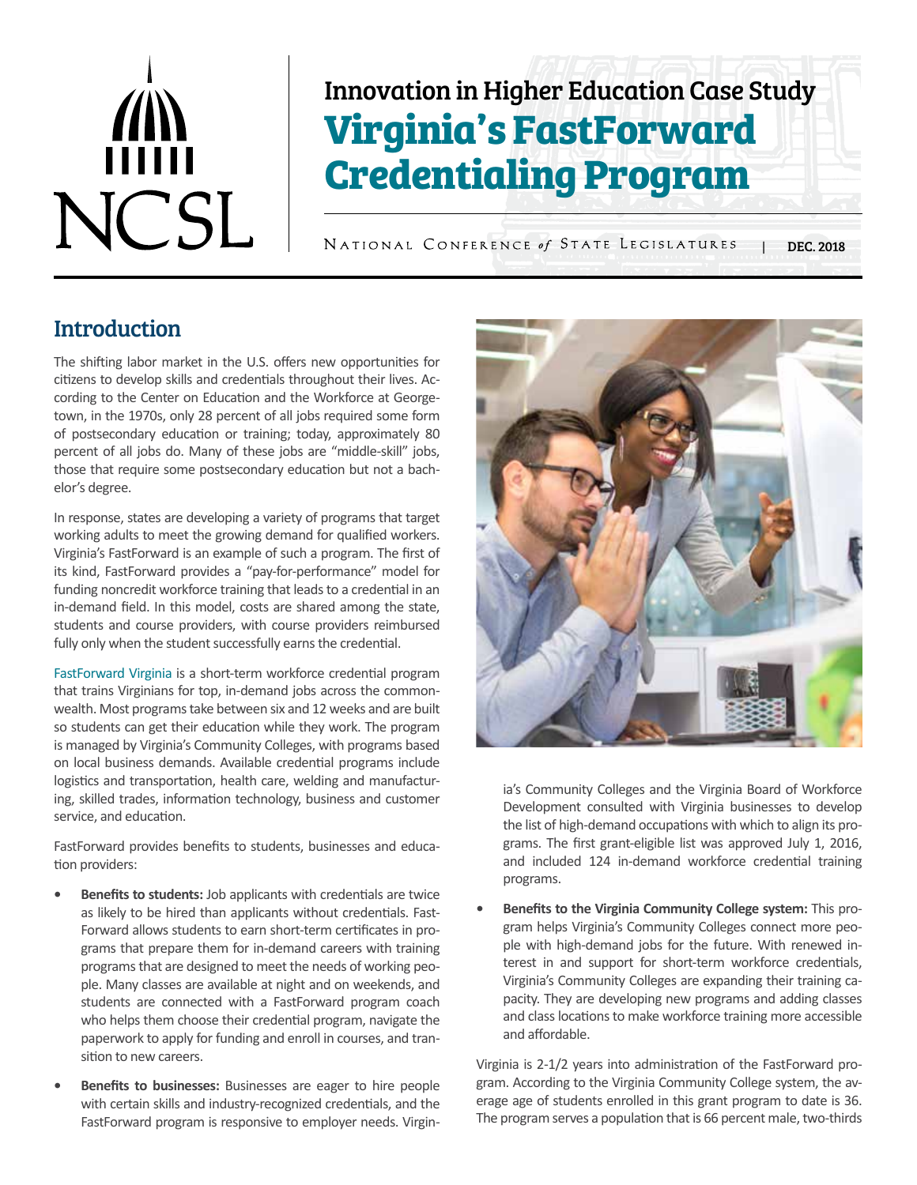# Innovation in Higher Education Case Study

# Virginia's FastForward Credentialing Program

National Conference *of* State Legislatures | DEC. 2018

## Introduction

The shifting labor market in the U.S. offers new opportunities for citizens to develop skills and credentials throughout their lives. According to the Center on Education and the Workforce at Georgetown, in the 1970s, only 28 percent of all jobs required some form of postsecondary education or training; today, approximately 80 percent of all jobs do. Many of these jobs are "middle-skill" jobs, those that require some postsecondary education but not a bachelor's degree.

In response, states are developing a variety of programs that target working adults to meet the growing demand for qualified workers. Virginia's FastForward is an example of such a program. The first of its kind, FastForward provides a "pay-for-performance" model for funding noncredit workforce training that leads to a credential in an in-demand field. In this model, costs are shared among the state, students and course providers, with course providers reimbursed fully only when the student successfully earns the credential.

FastForward Virginia is a short-term workforce credential program that trains Virginians for top, in-demand jobs across the commonwealth. Most programs take between six and 12 weeks and are built so students can get their education while they work. The program is managed by Virginia's Community Colleges, with programs based on local business demands. Available credential programs include logistics and transportation, health care, welding and manufacturing, skilled trades, information technology, business and customer service, and education.

FastForward provides benefits to students, businesses and education providers:

- **Benefits to students:** Job applicants with credentials are twice as likely to be hired than applicants without credentials. FastForward allows students to earn short-term certificates in programs that prepare them for in-demand careers with training programs that are designed to meet the needs of working people. Many classes are available at night and on weekends, and students are connected with a FastForward program coach who helps them choose their credential program, navigate the paperwork to apply for funding and enroll in courses, and transition to new careers.
- **Benefits to businesses:** Businesses are eager to hire people with certain skills and industry-recognized credentials, and the FastForward program is responsive to employer needs. Virginia's Community Colleges and the Virginia Board of Workforce Development consulted with Virginia businesses to develop the list of high-demand occupations with which to align its programs. The first grant-eligible list was approved July 1, 2016, and included 124 in-demand workforce credential training programs.
- **Benefits to the Virginia Community College system:** This program helps Virginia's Community Colleges connect more people with high-demand jobs for the future. With renewed interest in and support for short-term workforce credentials, Virginia's Community Colleges are expanding their training capacity. They are developing new programs and adding classes and class locations to make workforce training more accessible and affordable.

Virginia is 2-1/2 years into administration of the FastForward program. According to the Virginia Community College system, the average age of students enrolled in this grant program to date is 36. The program serves a population that is 66 percent male, two-thirds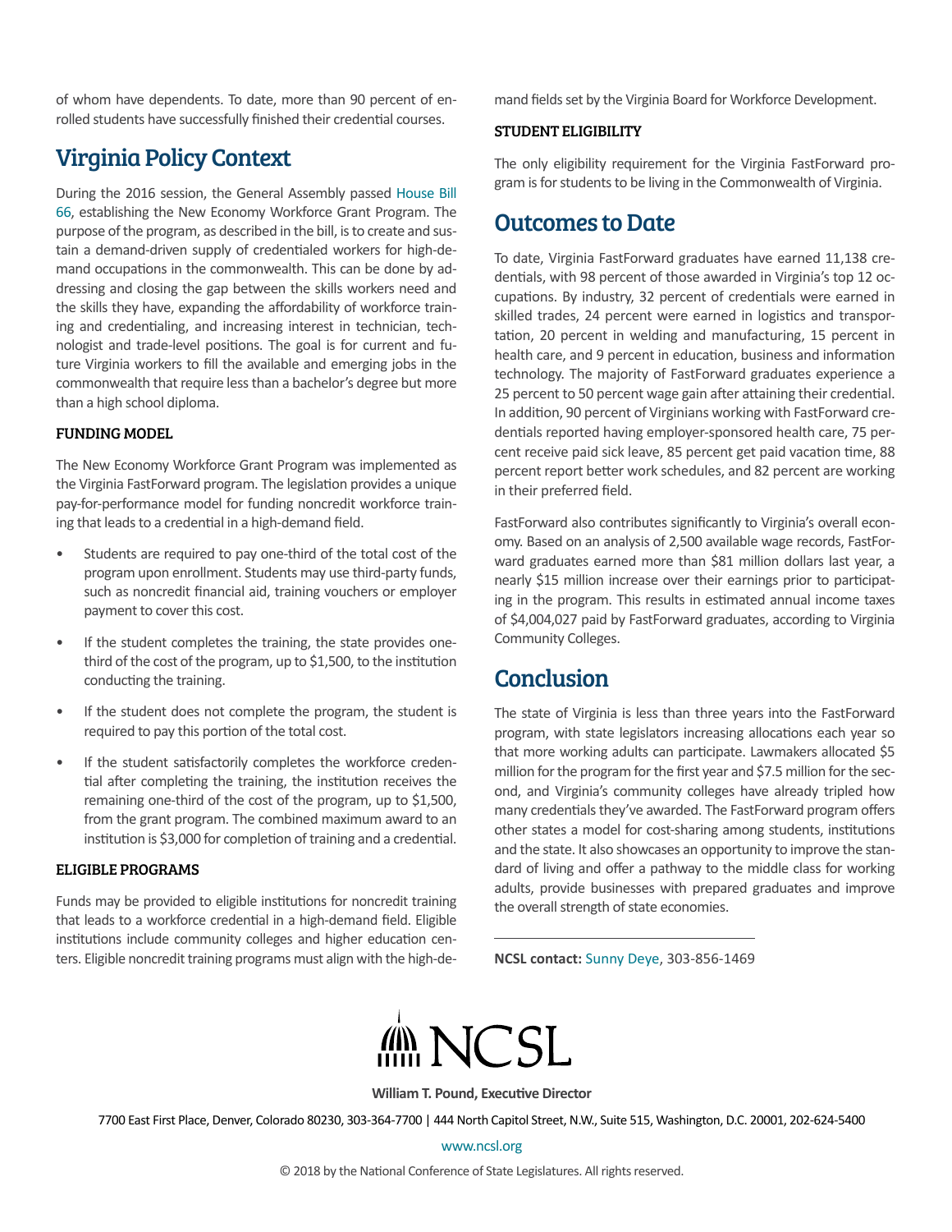of whom have dependents. To date, more than 90 percent of enrolled students have successfully finished their credential courses.

## Virginia Policy Context

During the 2016 session, the General Assembly passed House Bill 66, establishing the New Economy Workforce Grant Program. The purpose of the program, as described in the bill, is to create and sustain a demand-driven supply of credentialed workers for high-demand occupations in the commonwealth. This can be done by addressing and closing the gap between the skills workers need and the skills they have, expanding the affordability of workforce training and credentialing, and increasing interest in technician, technologist and trade-level positions. The goal is for current and future Virginia workers to fill the available and emerging jobs in the commonwealth that require less than a bachelor's degree but more than a high school diploma.

### FUNDING MODEL

The New Economy Workforce Grant Program was implemented as the Virginia FastForward program. The legislation provides a unique pay-for-performance model for funding noncredit workforce training that leads to a credential in a high-demand field.

- Students are required to pay one-third of the total cost of the program upon enrollment. Students may use third-party funds, such as noncredit financial aid, training vouchers or employer payment to cover this cost.
- If the student completes the training, the state provides one-third of the cost of the program, up to $1,500, to the institution conducting the training.
- If the student does not complete the program, the student is required to pay this portion of the total cost.
- If the student satisfactorily completes the workforce credential after completing the training, the institution receives the remaining one-third of the cost of the program, up to $1,500, from the grant program. The combined maximum award to an institution is $3,000 for completion of training and a credential.

### ELIGIBLE PROGRAMS

Funds may be provided to eligible institutions for noncredit training that leads to a workforce credential in a high-demand field. Eligible institutions include community colleges and higher education centers. Eligible noncredit training programs must align with the high-demand fields set by the Virginia Board for Workforce Development.

### STUDENT ELIGIBILITY

The only eligibility requirement for the Virginia FastForward program is for students to be living in the Commonwealth of Virginia.

## Outcomes to Date

To date, Virginia FastForward graduates have earned 11,138 credentials, with 98 percent of those awarded in Virginia's top 12 occupations. By industry, 32 percent of credentials were earned in skilled trades, 24 percent were earned in logistics and transportation, 20 percent in welding and manufacturing, 15 percent in health care, and 9 percent in education, business and information technology. The majority of FastForward graduates experience a 25 percent to 50 percent wage gain after attaining their credential. In addition, 90 percent of Virginians working with FastForward credentials reported having employer-sponsored health care, 75 percent receive paid sick leave, 85 percent get paid vacation time, 88 percent report better work schedules, and 82 percent are working in their preferred field.

FastForward also contributes significantly to Virginia's overall economy. Based on an analysis of 2,500 available wage records, FastForward graduates earned more than $81 million dollars last year, a nearly $15 million increase over their earnings prior to participating in the program. This results in estimated annual income taxes of $4,004,027 paid by FastForward graduates, according to Virginia Community Colleges.

## Conclusion

The state of Virginia is less than three years into the FastForward program, with state legislators increasing allocations each year so that more working adults can participate. Lawmakers allocated $5 million for the program for the first year and $7.5 million for the second, and Virginia's community colleges have already tripled how many credentials they've awarded. The FastForward program offers other states a model for cost-sharing among students, institutions and the state. It also showcases an opportunity to improve the standard of living and offer a pathway to the middle class for working adults, provide businesses with prepared graduates and improve the overall strength of state economies.

**NCSL contact:** Sunny Deye, 303-856-1469

NCSL

**William T. Pound, Executive Director**

7700 East First Place, Denver, Colorado 80230, 303-364-7700 | 444 North Capitol Street, N.W., Suite 515, Washington, D.C. 20001, 202-624-5400

www.ncsl.org

© 2018 by the National Conference of State Legislatures. All rights reserved.